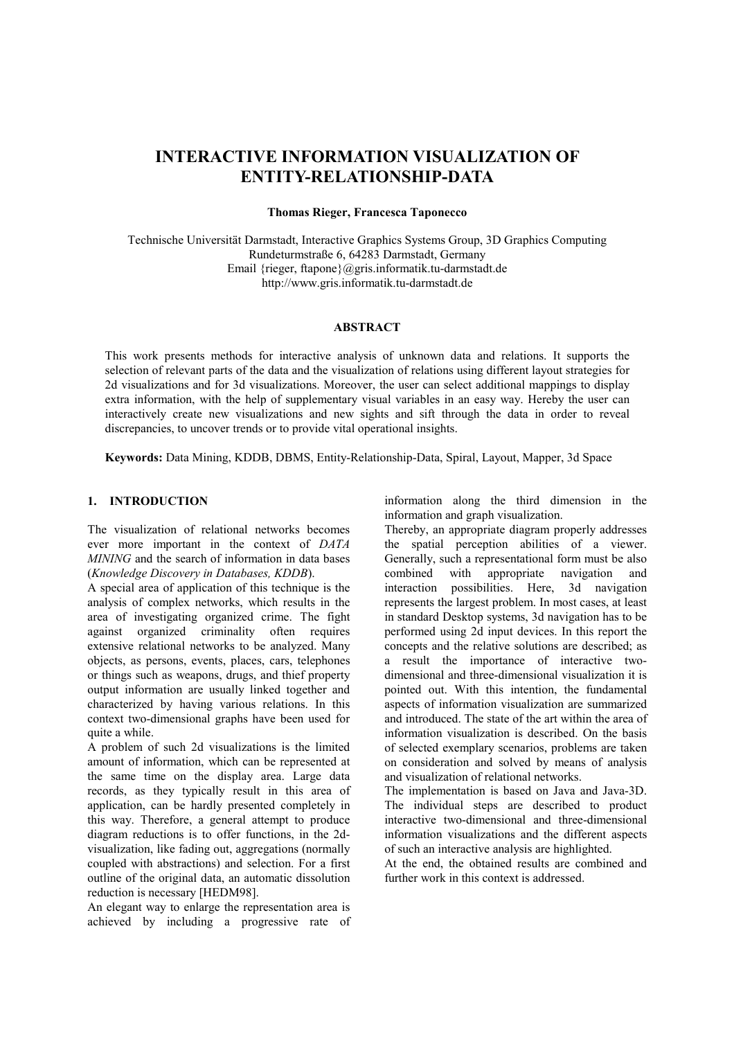# INTERACTIVE INFORMATION VISUALIZATION OF ENTITY-RELATIONSHIP-DATA

**Thomas Rieger, Francesca Taponecco**

Technische Universität Darmstadt, Interactive Graphics Systems Group, 3D Graphics Computing
Rundeturmstraße 6, 64283 Darmstadt, Germany
Email {rieger, ftapone}@gris.informatik.tu-darmstadt.de
http://www.gris.informatik.tu-darmstadt.de

## ABSTRACT

This work presents methods for interactive analysis of unknown data and relations. It supports the selection of relevant parts of the data and the visualization of relations using different layout strategies for 2d visualizations and for 3d visualizations. Moreover, the user can select additional mappings to display extra information, with the help of supplementary visual variables in an easy way. Hereby the user can interactively create new visualizations and new sights and sift through the data in order to reveal discrepancies, to uncover trends or to provide vital operational insights.

**Keywords:** Data Mining, KDDB, DBMS, Entity-Relationship-Data, Spiral, Layout, Mapper, 3d Space

## 1. INTRODUCTION

The visualization of relational networks becomes ever more important in the context of *DATA MINING* and the search of information in data bases (*Knowledge Discovery in Databases, KDDB*).

A special area of application of this technique is the analysis of complex networks, which results in the area of investigating organized crime. The fight against organized criminality often requires extensive relational networks to be analyzed. Many objects, as persons, events, places, cars, telephones or things such as weapons, drugs, and thief property output information are usually linked together and characterized by having various relations. In this context two-dimensional graphs have been used for quite a while.

A problem of such 2d visualizations is the limited amount of information, which can be represented at the same time on the display area. Large data records, as they typically result in this area of application, can be hardly presented completely in this way. Therefore, a general attempt to produce diagram reductions is to offer functions, in the 2d-visualization, like fading out, aggregations (normally coupled with abstractions) and selection. For a first outline of the original data, an automatic dissolution reduction is necessary [HEDM98].

An elegant way to enlarge the representation area is achieved by including a progressive rate of information along the third dimension in the information and graph visualization.

Thereby, an appropriate diagram properly addresses the spatial perception abilities of a viewer. Generally, such a representational form must be also combined with appropriate navigation and interaction possibilities. Here, 3d navigation represents the largest problem. In most cases, at least in standard Desktop systems, 3d navigation has to be performed using 2d input devices. In this report the concepts and the relative solutions are described; as a result the importance of interactive two-dimensional and three-dimensional visualization it is pointed out. With this intention, the fundamental aspects of information visualization are summarized and introduced. The state of the art within the area of information visualization is described. On the basis of selected exemplary scenarios, problems are taken on consideration and solved by means of analysis and visualization of relational networks.

The implementation is based on Java and Java-3D. The individual steps are described to product interactive two-dimensional and three-dimensional information visualizations and the different aspects of such an interactive analysis are highlighted.

At the end, the obtained results are combined and further work in this context is addressed.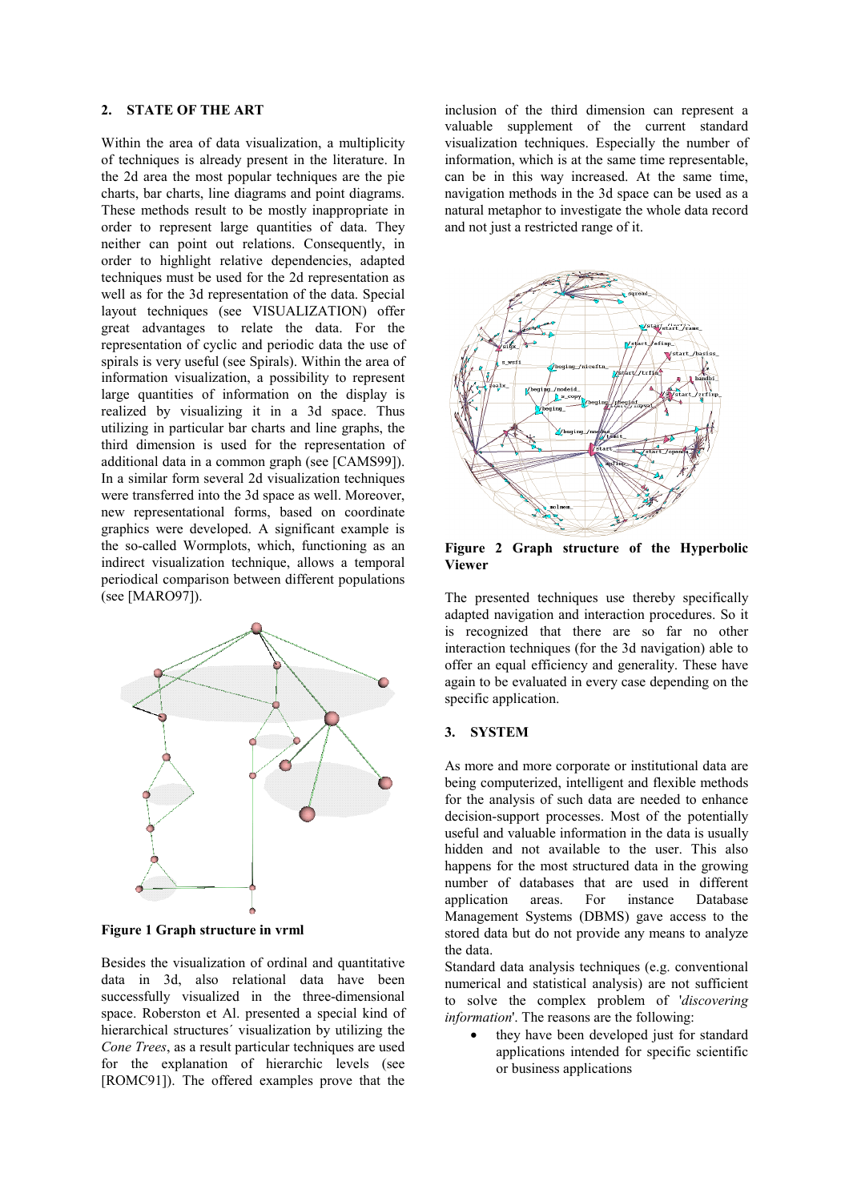## 2. STATE OF THE ART

Within the area of data visualization, a multiplicity of techniques is already present in the literature. In the 2d area the most popular techniques are the pie charts, bar charts, line diagrams and point diagrams. These methods result to be mostly inappropriate in order to represent large quantities of data. They neither can point out relations. Consequently, in order to highlight relative dependencies, adapted techniques must be used for the 2d representation as well as for the 3d representation of the data. Special layout techniques (see VISUALIZATION) offer great advantages to relate the data. For the representation of cyclic and periodic data the use of spirals is very useful (see Spirals). Within the area of information visualization, a possibility to represent large quantities of information on the display is realized by visualizing it in a 3d space. Thus utilizing in particular bar charts and line graphs, the third dimension is used for the representation of additional data in a common graph (see [CAMS99]). In a similar form several 2d visualization techniques were transferred into the 3d space as well. Moreover, new representational forms, based on coordinate graphics were developed. A significant example is the so-called Wormplots, which, functioning as an indirect visualization technique, allows a temporal periodical comparison between different populations (see [MARO97]).

**Figure 1 Graph structure in vrml**

Besides the visualization of ordinal and quantitative data in 3d, also relational data have been successfully visualized in the three-dimensional space. Roberston et Al. presented a special kind of hierarchical structures´ visualization by utilizing the *Cone Trees*, as a result particular techniques are used for the explanation of hierarchic levels (see [ROMC91]). The offered examples prove that the inclusion of the third dimension can represent a valuable supplement of the current standard visualization techniques. Especially the number of information, which is at the same time representable, can be in this way increased. At the same time, navigation methods in the 3d space can be used as a natural metaphor to investigate the whole data record and not just a restricted range of it.

**Figure 2 Graph structure of the Hyperbolic Viewer**

The presented techniques use thereby specifically adapted navigation and interaction procedures. So it is recognized that there are so far no other interaction techniques (for the 3d navigation) able to offer an equal efficiency and generality. These have again to be evaluated in every case depending on the specific application.

## 3. SYSTEM

As more and more corporate or institutional data are being computerized, intelligent and flexible methods for the analysis of such data are needed to enhance decision-support processes. Most of the potentially useful and valuable information in the data is usually hidden and not available to the user. This also happens for the most structured data in the growing number of databases that are used in different application areas. For instance Database Management Systems (DBMS) gave access to the stored data but do not provide any means to analyze the data.

Standard data analysis techniques (e.g. conventional numerical and statistical analysis) are not sufficient to solve the complex problem of '*discovering information*'. The reasons are the following:

- they have been developed just for standard applications intended for specific scientific or business applications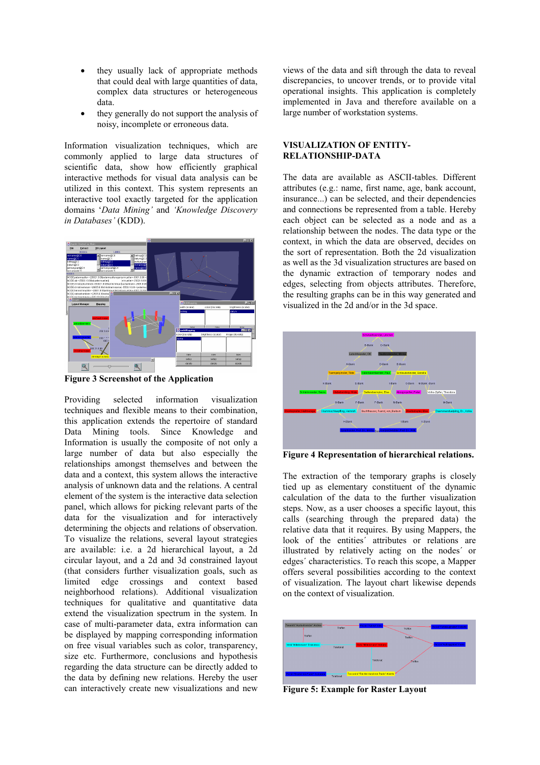- they usually lack of appropriate methods that could deal with large quantities of data, complex data structures or heterogeneous data.
- they generally do not support the analysis of noisy, incomplete or erroneous data.

Information visualization techniques, which are commonly applied to large data structures of scientific data, show how efficiently graphical interactive methods for visual data analysis can be utilized in this context. This system represents an interactive tool exactly targeted for the application domains '*Data Mining*' and '*Knowledge Discovery in Databases*' (KDD).

**Figure 3 Screenshot of the Application**

Providing selected information visualization techniques and flexible means to their combination, this application extends the repertoire of standard Data Mining tools. Since Knowledge and Information is usually the composite of not only a large number of data but also especially the relationships amongst themselves and between the data and a context, this system allows the interactive analysis of unknown data and the relations. A central element of the system is the interactive data selection panel, which allows for picking relevant parts of the data for the visualization and for interactively determining the objects and relations of observation. To visualize the relations, several layout strategies are available: i.e. a 2d hierarchical layout, a 2d circular layout, and a 2d and 3d constrained layout (that considers further visualization goals, such as limited edge crossings and context based neighborhood relations). Additional visualization techniques for qualitative and quantitative data extend the visualization spectrum in the system. In case of multi-parameter data, extra information can be displayed by mapping corresponding information on free visual variables such as color, transparency, size etc. Furthermore, conclusions and hypothesis regarding the data structure can be directly added to the data by defining new relations. Hereby the user can interactively create new visualizations and new views of the data and sift through the data to reveal discrepancies, to uncover trends, or to provide vital operational insights. This application is completely implemented in Java and therefore available on a large number of workstation systems.

## VISUALIZATION OF ENTITY-RELATIONSHIP-DATA

The data are available as ASCII-tables. Different attributes (e.g.: name, first name, age, bank account, insurance...) can be selected, and their dependencies and connections be represented from a table. Hereby each object can be selected as a node and as a relationship between the nodes. The data type or the context, in which the data are observed, decides on the sort of representation. Both the 2d visualization as well as the 3d visualization structures are based on the dynamic extraction of temporary nodes and edges, selecting from objects attributes. Therefore, the resulting graphs can be in this way generated and visualized in the 2d and/or in the 3d space.

**Figure 4 Representation of hierarchical relations.**

The extraction of the temporary graphs is closely tied up as elementary constituent of the dynamic calculation of the data to the further visualization steps. Now, as a user chooses a specific layout, this calls (searching through the prepared data) the relative data that it requires. By using Mappers, the look of the entities´ attributes or relations are illustrated by relatively acting on the nodes´ or edges´ characteristics. To reach this scope, a Mapper offers several possibilities according to the context of visualization. The layout chart likewise depends on the context of visualization.

**Figure 5: Example for Raster Layout**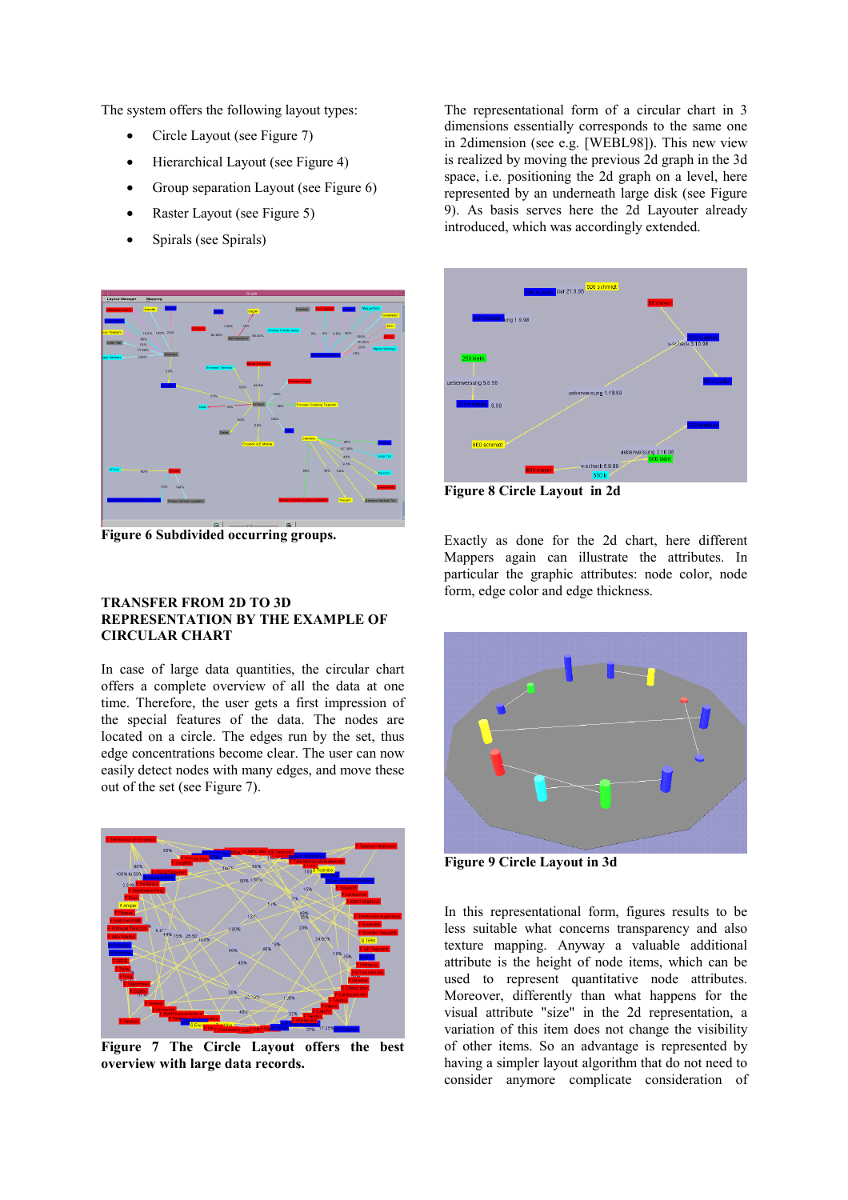The system offers the following layout types:

- Circle Layout (see Figure 7)
- Hierarchical Layout (see Figure 4)
- Group separation Layout (see Figure 6)
- Raster Layout (see Figure 5)
- Spirals (see Spirals)

**Figure 6 Subdivided occurring groups.**

## TRANSFER FROM 2D TO 3D REPRESENTATION BY THE EXAMPLE OF CIRCULAR CHART

In case of large data quantities, the circular chart offers a complete overview of all the data at one time. Therefore, the user gets a first impression of the special features of the data. The nodes are located on a circle. The edges run by the set, thus edge concentrations become clear. The user can now easily detect nodes with many edges, and move these out of the set (see Figure 7).

**Figure 7 The Circle Layout offers the best overview with large data records.**

The representational form of a circular chart in 3 dimensions essentially corresponds to the same one in 2dimension (see e.g. [WEBL98]). This new view is realized by moving the previous 2d graph in the 3d space, i.e. positioning the 2d graph on a level, here represented by an underneath large disk (see Figure 9). As basis serves here the 2d Layouter already introduced, which was accordingly extended.

**Figure 8 Circle Layout in 2d**

Exactly as done for the 2d chart, here different Mappers again can illustrate the attributes. In particular the graphic attributes: node color, node form, edge color and edge thickness.

**Figure 9 Circle Layout in 3d**

In this representational form, figures results to be less suitable what concerns transparency and also texture mapping. Anyway a valuable additional attribute is the height of node items, which can be used to represent quantitative node attributes. Moreover, differently than what happens for the visual attribute "size" in the 2d representation, a variation of this item does not change the visibility of other items. So an advantage is represented by having a simpler layout algorithm that do not need to consider anymore complicate consideration of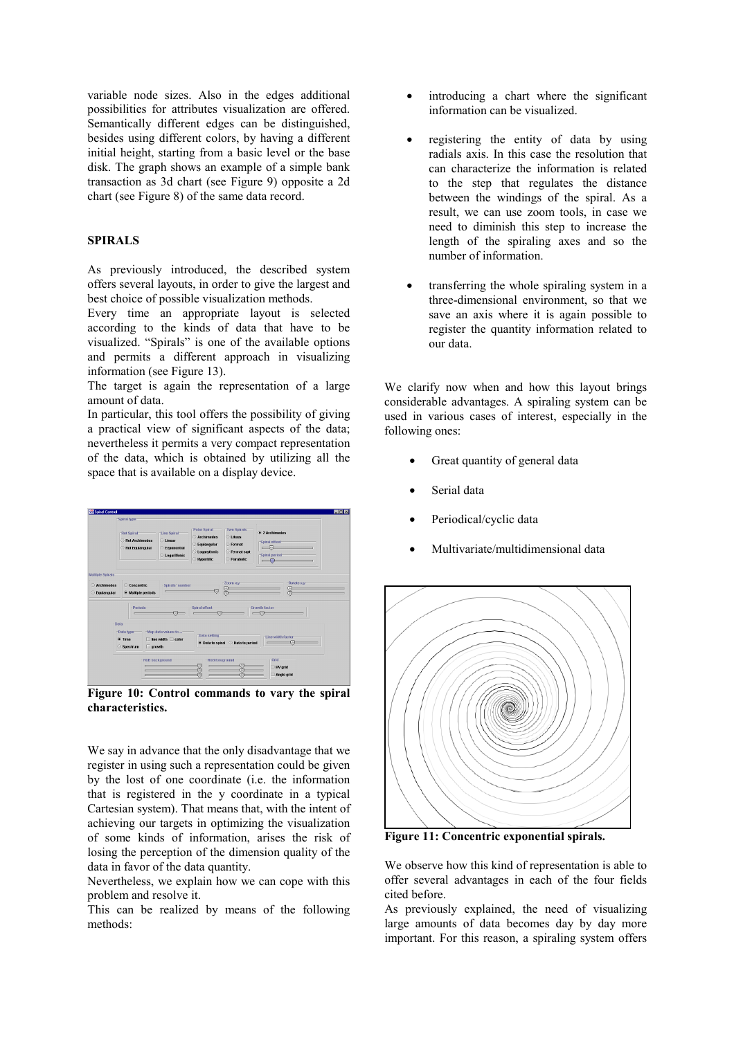variable node sizes. Also in the edges additional possibilities for attributes visualization are offered. Semantically different edges can be distinguished, besides using different colors, by having a different initial height, starting from a basic level or the base disk. The graph shows an example of a simple bank transaction as 3d chart (see Figure 9) opposite a 2d chart (see Figure 8) of the same data record.

## SPIRALS

As previously introduced, the described system offers several layouts, in order to give the largest and best choice of possible visualization methods.

Every time an appropriate layout is selected according to the kinds of data that have to be visualized. "Spirals" is one of the available options and permits a different approach in visualizing information (see Figure 13).

The target is again the representation of a large amount of data.

In particular, this tool offers the possibility of giving a practical view of significant aspects of the data; nevertheless it permits a very compact representation of the data, which is obtained by utilizing all the space that is available on a display device.

**Figure 10: Control commands to vary the spiral characteristics.**

We say in advance that the only disadvantage that we register in using such a representation could be given by the lost of one coordinate (i.e. the information that is registered in the y coordinate in a typical Cartesian system). That means that, with the intent of achieving our targets in optimizing the visualization of some kinds of information, arises the risk of losing the perception of the dimension quality of the data in favor of the data quantity.

Nevertheless, we explain how we can cope with this problem and resolve it.

This can be realized by means of the following methods:

- introducing a chart where the significant information can be visualized.
- registering the entity of data by using radials axis. In this case the resolution that can characterize the information is related to the step that regulates the distance between the windings of the spiral. As a result, we can use zoom tools, in case we need to diminish this step to increase the length of the spiraling axes and so the number of information.
- transferring the whole spiraling system in a three-dimensional environment, so that we save an axis where it is again possible to register the quantity information related to our data.

We clarify now when and how this layout brings considerable advantages. A spiraling system can be used in various cases of interest, especially in the following ones:

- Great quantity of general data
- Serial data
- Periodical/cyclic data
- Multivariate/multidimensional data

**Figure 11: Concentric exponential spirals.**

We observe how this kind of representation is able to offer several advantages in each of the four fields cited before.

As previously explained, the need of visualizing large amounts of data becomes day by day more important. For this reason, a spiraling system offers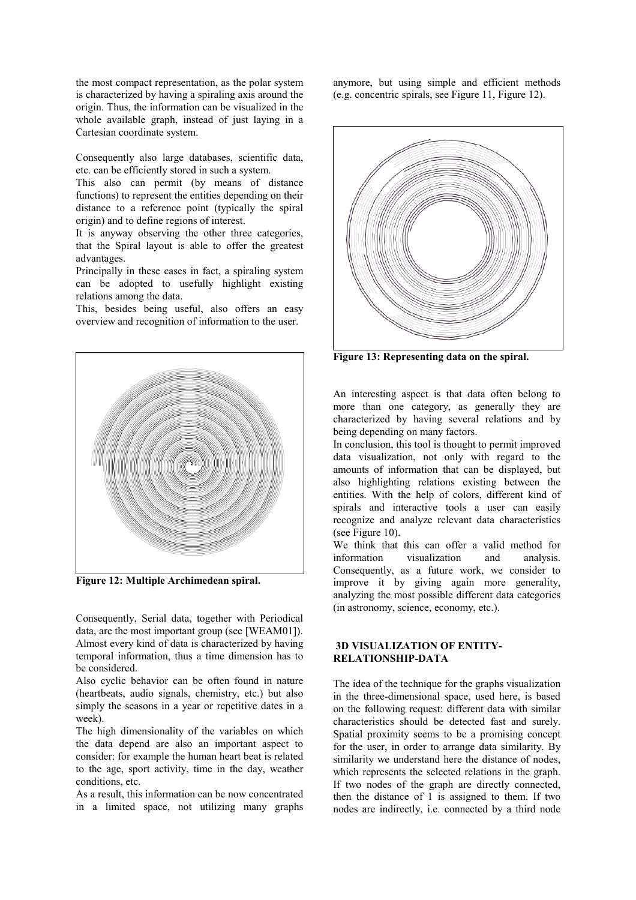the most compact representation, as the polar system is characterized by having a spiraling axis around the origin. Thus, the information can be visualized in the whole available graph, instead of just laying in a Cartesian coordinate system.

Consequently also large databases, scientific data, etc. can be efficiently stored in such a system.

This also can permit (by means of distance functions) to represent the entities depending on their distance to a reference point (typically the spiral origin) and to define regions of interest.

It is anyway observing the other three categories, that the Spiral layout is able to offer the greatest advantages.

Principally in these cases in fact, a spiraling system can be adopted to usefully highlight existing relations among the data.

This, besides being useful, also offers an easy overview and recognition of information to the user.

**Figure 12: Multiple Archimedean spiral.**

Consequently, Serial data, together with Periodical data, are the most important group (see [WEAM01]). Almost every kind of data is characterized by having temporal information, thus a time dimension has to be considered.

Also cyclic behavior can be often found in nature (heartbeats, audio signals, chemistry, etc.) but also simply the seasons in a year or repetitive dates in a week).

The high dimensionality of the variables on which the data depend are also an important aspect to consider: for example the human heart beat is related to the age, sport activity, time in the day, weather conditions, etc.

As a result, this information can be now concentrated in a limited space, not utilizing many graphs anymore, but using simple and efficient methods (e.g. concentric spirals, see Figure 11, Figure 12).

**Figure 13: Representing data on the spiral.**

An interesting aspect is that data often belong to more than one category, as generally they are characterized by having several relations and by being depending on many factors.

In conclusion, this tool is thought to permit improved data visualization, not only with regard to the amounts of information that can be displayed, but also highlighting relations existing between the entities. With the help of colors, different kind of spirals and interactive tools a user can easily recognize and analyze relevant data characteristics (see Figure 10).

We think that this can offer a valid method for information visualization and analysis. Consequently, as a future work, we consider to improve it by giving again more generality, analyzing the most possible different data categories (in astronomy, science, economy, etc.).

## 3D VISUALIZATION OF ENTITY-RELATIONSHIP-DATA

The idea of the technique for the graphs visualization in the three-dimensional space, used here, is based on the following request: different data with similar characteristics should be detected fast and surely. Spatial proximity seems to be a promising concept for the user, in order to arrange data similarity. By similarity we understand here the distance of nodes, which represents the selected relations in the graph. If two nodes of the graph are directly connected, then the distance of 1 is assigned to them. If two nodes are indirectly, i.e. connected by a third node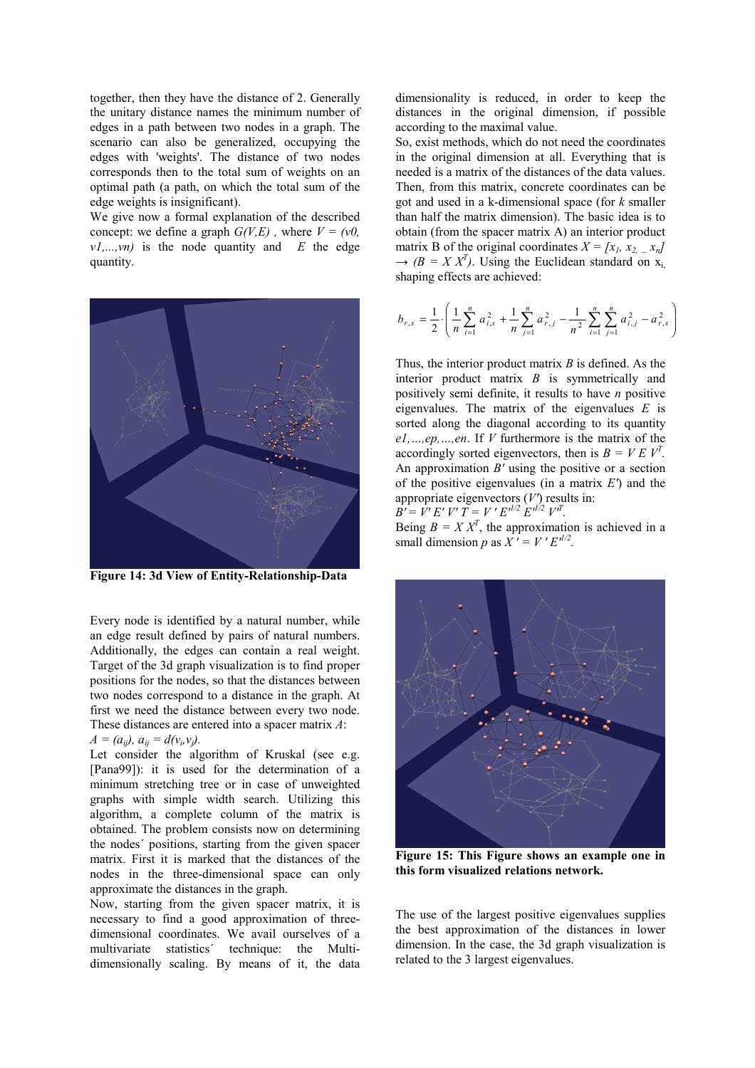together, then they have the distance of 2. Generally the unitary distance names the minimum number of edges in a path between two nodes in a graph. The scenario can also be generalized, occupying the edges with 'weights'. The distance of two nodes corresponds then to the total sum of weights on an optimal path (a path, on which the total sum of the edge weights is insignificant).

We give now a formal explanation of the described concept: we define a graph $G(V,E)$ , where $V = (v0, v1,...,vn)$ is the node quantity and $E$ the edge quantity.

**Figure 14: 3d View of Entity-Relationship-Data**

Every node is identified by a natural number, while an edge result defined by pairs of natural numbers. Additionally, the edges can contain a real weight. Target of the 3d graph visualization is to find proper positions for the nodes, so that the distances between two nodes correspond to a distance in the graph. At first we need the distance between every two node. These distances are entered into a spacer matrix $A$:

$A = (a_{ij}), a_{ij} = d(v_i,v_j)$.

Let consider the algorithm of Kruskal (see e.g. [Pana99]): it is used for the determination of a minimum stretching tree or in case of unweighted graphs with simple width search. Utilizing this algorithm, a complete column of the matrix is obtained. The problem consists now on determining the nodes´ positions, starting from the given spacer matrix. First it is marked that the distances of the nodes in the three-dimensional space can only approximate the distances in the graph.

Now, starting from the given spacer matrix, it is necessary to find a good approximation of three-dimensional coordinates. We avail ourselves of a multivariate statistics´ technique: the Multi-dimensionally scaling. By means of it, the data dimensionality is reduced, in order to keep the distances in the original dimension, if possible according to the maximal value.

So, exist methods, which do not need the coordinates in the original dimension at all. Everything that is needed is a matrix of the distances of the data values. Then, from this matrix, concrete coordinates can be got and used in a k-dimensional space (for $k$ smaller than half the matrix dimension). The basic idea is to obtain (from the spacer matrix A) an interior product matrix B of the original coordinates $X = [x_1, x_2, ... x_n]$ $\rightarrow (B = X X^T)$. Using the Euclidean standard on $x_i$, shaping effects are achieved:

$$b_{r,s} = \frac{1}{2} \cdot \left( \frac{1}{n} \sum_{i=1}^{n} a_{i,s}^2 + \frac{1}{n} \sum_{j=1}^{n} a_{r,j}^2 - \frac{1}{n^2} \sum_{i=1}^{n} \sum_{j=1}^{n} a_{i,j}^2 - a_{r,s}^2 \right)$$

Thus, the interior product matrix $B$ is defined. As the interior product matrix $B$ is symmetrically and positively semi definite, it results to have $n$ positive eigenvalues. The matrix of the eigenvalues $E$ is sorted along the diagonal according to its quantity $e1,...,ep,...,en$. If $V$ furthermore is the matrix of the accordingly sorted eigenvectors, then is $B = V E V^T$. An approximation $B'$ using the positive or a section of the positive eigenvalues (in a matrix $E'$) and the appropriate eigenvectors ($V'$) results in:

$B' = V' E' V' T = V' E'^{1/2} E'^{1/2} V'^T$.

Being $B = X X^T$, the approximation is achieved in a small dimension $p$ as $X' = V' E'^{1/2}$.

**Figure 15: This Figure shows an example one in this form visualized relations network.**

The use of the largest positive eigenvalues supplies the best approximation of the distances in lower dimension. In the case, the 3d graph visualization is related to the 3 largest eigenvalues.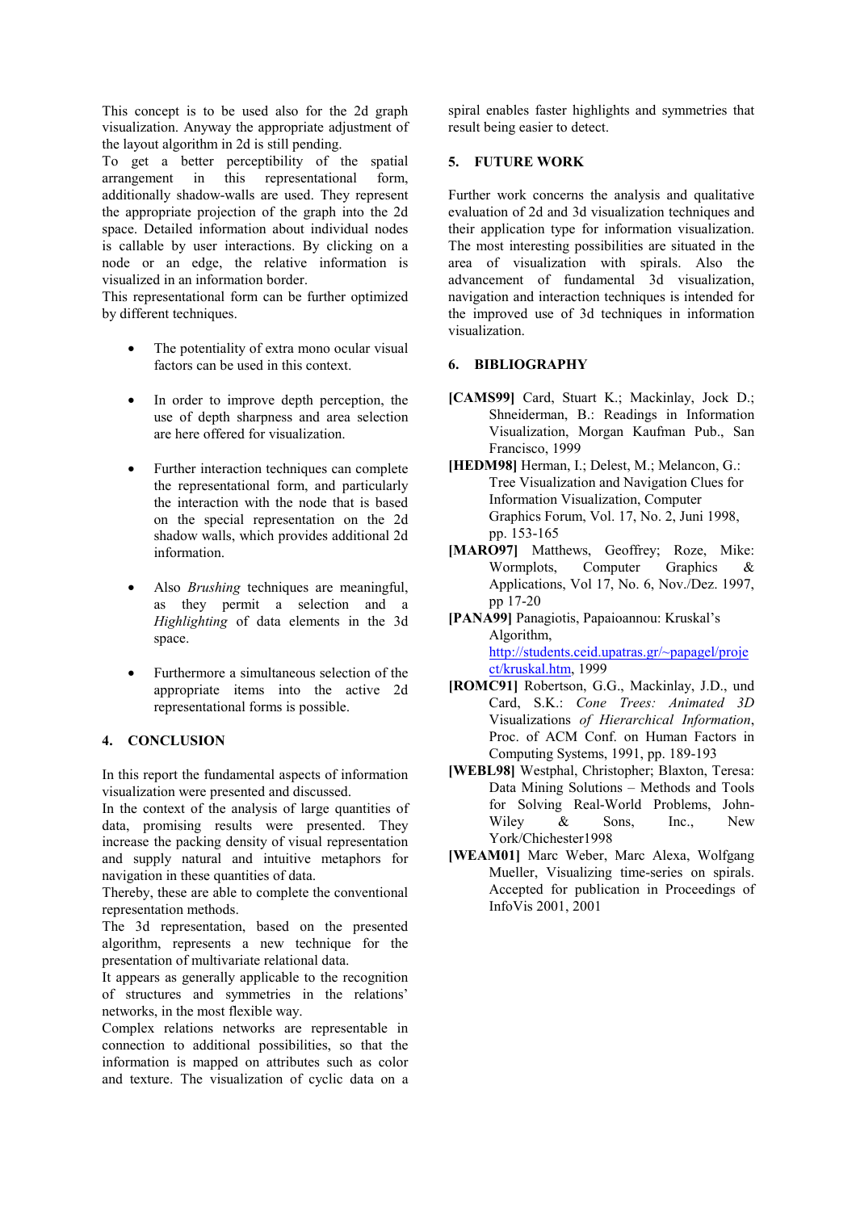This concept is to be used also for the 2d graph visualization. Anyway the appropriate adjustment of the layout algorithm in 2d is still pending.
To get a better perceptibility of the spatial arrangement in this representational form, additionally shadow-walls are used. They represent the appropriate projection of the graph into the 2d space. Detailed information about individual nodes is callable by user interactions. By clicking on a node or an edge, the relative information is visualized in an information border.
This representational form can be further optimized by different techniques.

- The potentiality of extra mono ocular visual factors can be used in this context.
- In order to improve depth perception, the use of depth sharpness and area selection are here offered for visualization.
- Further interaction techniques can complete the representational form, and particularly the interaction with the node that is based on the special representation on the 2d shadow walls, which provides additional 2d information.
- Also *Brushing* techniques are meaningful, as they permit a selection and a *Highlighting* of data elements in the 3d space.
- Furthermore a simultaneous selection of the appropriate items into the active 2d representational forms is possible.

## 4. CONCLUSION

In this report the fundamental aspects of information visualization were presented and discussed.
In the context of the analysis of large quantities of data, promising results were presented. They increase the packing density of visual representation and supply natural and intuitive metaphors for navigation in these quantities of data.
Thereby, these are able to complete the conventional representation methods.
The 3d representation, based on the presented algorithm, represents a new technique for the presentation of multivariate relational data.
It appears as generally applicable to the recognition of structures and symmetries in the relations' networks, in the most flexible way.
Complex relations networks are representable in connection to additional possibilities, so that the information is mapped on attributes such as color and texture. The visualization of cyclic data on a spiral enables faster highlights and symmetries that result being easier to detect.

## 5. FUTURE WORK

Further work concerns the analysis and qualitative evaluation of 2d and 3d visualization techniques and their application type for information visualization. The most interesting possibilities are situated in the area of visualization with spirals. Also the advancement of fundamental 3d visualization, navigation and interaction techniques is intended for the improved use of 3d techniques in information visualization.

## 6. BIBLIOGRAPHY

**[CAMS99]** Card, Stuart K.; Mackinlay, Jock D.; Shneiderman, B.: Readings in Information Visualization, Morgan Kaufman Pub., San Francisco, 1999

**[HEDM98]** Herman, I.; Delest, M.; Melancon, G.: Tree Visualization and Navigation Clues for Information Visualization, Computer Graphics Forum, Vol. 17, No. 2, Juni 1998, pp. 153-165

**[MARO97]** Matthews, Geoffrey; Roze, Mike: Wormplots, Computer Graphics & Applications, Vol 17, No. 6, Nov./Dez. 1997, pp 17-20

**[PANA99]** Panagiotis, Papaioannou: Kruskal's Algorithm, http://students.ceid.upatras.gr/~papagel/project/kruskal.htm, 1999

**[ROMC91]** Robertson, G.G., Mackinlay, J.D., und Card, S.K.: *Cone Trees: Animated 3D* Visualizations *of Hierarchical Information*, Proc. of ACM Conf. on Human Factors in Computing Systems, 1991, pp. 189-193

**[WEBL98]** Westphal, Christopher; Blaxton, Teresa: Data Mining Solutions – Methods and Tools for Solving Real-World Problems, John-Wiley & Sons, Inc., New York/Chichester1998

**[WEAM01]** Marc Weber, Marc Alexa, Wolfgang Mueller, Visualizing time-series on spirals. Accepted for publication in Proceedings of InfoVis 2001, 2001